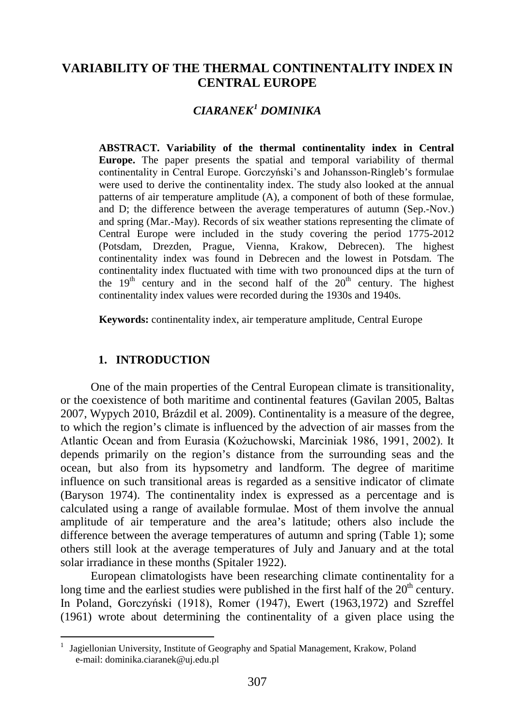# VARIABILITY OF THE THERMAL CONTINENTALITY INDEX IN CENTRAL EUROPE

## *CIARANEK[1] DOMINIKA*

**ABSTRACT. Variability of the thermal continentality index in Central Europe.** The paper presents the spatial and temporal variability of thermal continentality in Central Europe. Gorczyński's and Johansson-Ringleb's formulae were used to derive the continentality index. The study also looked at the annual patterns of air temperature amplitude (A), a component of both of these formulae, and D; the difference between the average temperatures of autumn (Sep.-Nov.) and spring (Mar.-May). Records of six weather stations representing the climate of Central Europe were included in the study covering the period 1775-2012 (Potsdam, Drezden, Prague, Vienna, Krakow, Debrecen). The highest continentality index was found in Debrecen and the lowest in Potsdam. The continentality index fluctuated with time with two pronounced dips at the turn of the $19^{th}$ century and in the second half of the $20^{th}$ century. The highest continentality index values were recorded during the 1930s and 1940s.

**Keywords:** continentality index, air temperature amplitude, Central Europe

## 1. INTRODUCTION

One of the main properties of the Central European climate is transitionality, or the coexistence of both maritime and continental features (Gavilan 2005, Baltas 2007, Wypych 2010, Brázdil et al. 2009). Continentality is a measure of the degree, to which the region's climate is influenced by the advection of air masses from the Atlantic Ocean and from Eurasia (Kożuchowski, Marciniak 1986, 1991, 2002). It depends primarily on the region's distance from the surrounding seas and the ocean, but also from its hypsometry and landform. The degree of maritime influence on such transitional areas is regarded as a sensitive indicator of climate (Baryson 1974). The continentality index is expressed as a percentage and is calculated using a range of available formulae. Most of them involve the annual amplitude of air temperature and the area's latitude; others also include the difference between the average temperatures of autumn and spring (Table 1); some others still look at the average temperatures of July and January and at the total solar irradiance in these months (Spitaler 1922).

European climatologists have been researching climate continentality for a long time and the earliest studies were published in the first half of the $20^{th}$ century. In Poland, Gorczyński (1918), Romer (1947), Ewert (1963,1972) and Szreffel (1961) wrote about determining the continentality of a given place using the

[1] Jagiellonian University, Institute of Geography and Spatial Management, Krakow, Poland e-mail: dominika.ciaranek@uj.edu.pl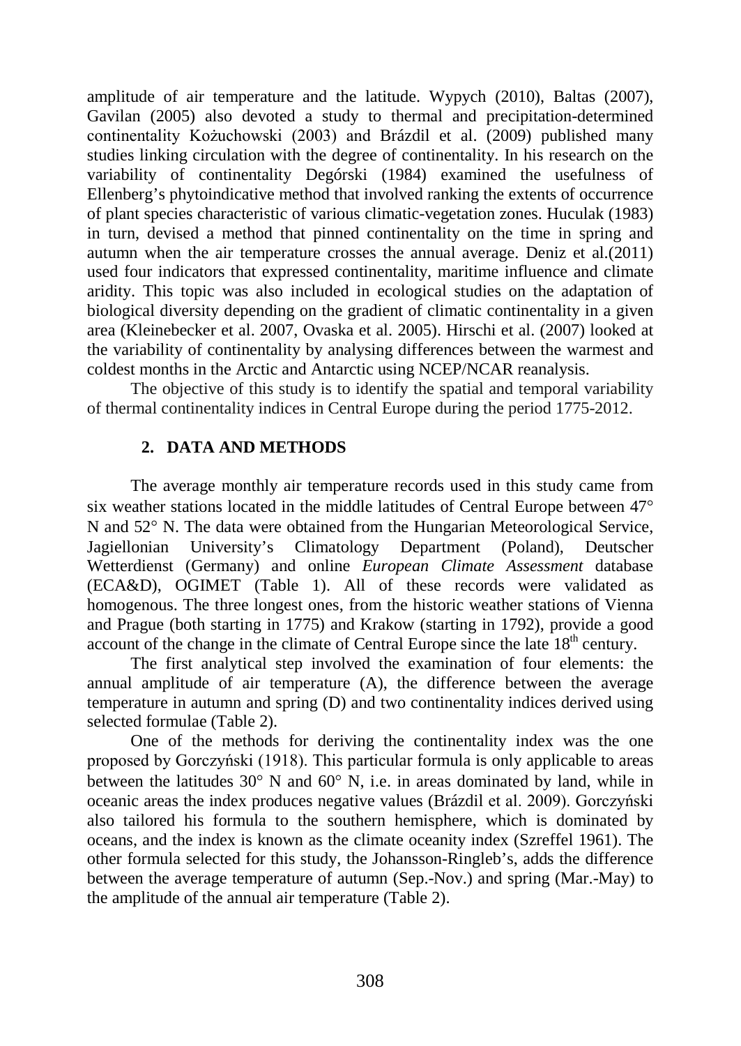amplitude of air temperature and the latitude. Wypych (2010), Baltas (2007), Gavilan (2005) also devoted a study to thermal and precipitation-determined continentality Kożuchowski (2003) and Brázdil et al. (2009) published many studies linking circulation with the degree of continentality. In his research on the variability of continentality Degórski (1984) examined the usefulness of Ellenberg's phytoindicative method that involved ranking the extents of occurrence of plant species characteristic of various climatic-vegetation zones. Huculak (1983) in turn, devised a method that pinned continentality on the time in spring and autumn when the air temperature crosses the annual average. Deniz et al.(2011) used four indicators that expressed continentality, maritime influence and climate aridity. This topic was also included in ecological studies on the adaptation of biological diversity depending on the gradient of climatic continentality in a given area (Kleinebecker et al. 2007, Ovaska et al. 2005). Hirschi et al. (2007) looked at the variability of continentality by analysing differences between the warmest and coldest months in the Arctic and Antarctic using NCEP/NCAR reanalysis.

The objective of this study is to identify the spatial and temporal variability of thermal continentality indices in Central Europe during the period 1775-2012.

## 2. DATA AND METHODS

The average monthly air temperature records used in this study came from six weather stations located in the middle latitudes of Central Europe between 47° N and 52° N. The data were obtained from the Hungarian Meteorological Service, Jagiellonian University's Climatology Department (Poland), Deutscher Wetterdienst (Germany) and online *European Climate Assessment* database (ECA&D), OGIMET (Table 1). All of these records were validated as homogenous. The three longest ones, from the historic weather stations of Vienna and Prague (both starting in 1775) and Krakow (starting in 1792), provide a good account of the change in the climate of Central Europe since the late 18th century.

The first analytical step involved the examination of four elements: the annual amplitude of air temperature (A), the difference between the average temperature in autumn and spring (D) and two continentality indices derived using selected formulae (Table 2).

One of the methods for deriving the continentality index was the one proposed by Gorczyński (1918). This particular formula is only applicable to areas between the latitudes 30° N and 60° N, i.e. in areas dominated by land, while in oceanic areas the index produces negative values (Brázdil et al. 2009). Gorczyński also tailored his formula to the southern hemisphere, which is dominated by oceans, and the index is known as the climate oceanity index (Szreffel 1961). The other formula selected for this study, the Johansson-Ringleb's, adds the difference between the average temperature of autumn (Sep.-Nov.) and spring (Mar.-May) to the amplitude of the annual air temperature (Table 2).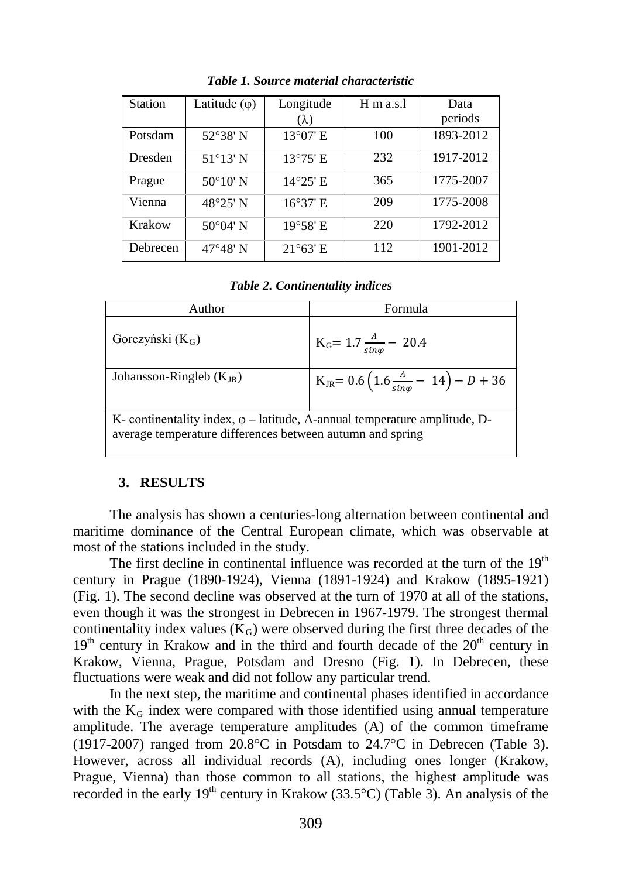***Table 1. Source material characteristic***

| Station | Latitude (φ) | Longitude (λ) | H m a.s.l | Data periods |
|---|---|---|---|---|
| Potsdam | 52°38' N | 13°07' E | 100 | 1893-2012 |
| Dresden | 51°13' N | 13°75' E | 232 | 1917-2012 |
| Prague | 50°10' N | 14°25' E | 365 | 1775-2007 |
| Vienna | 48°25' N | 16°37' E | 209 | 1775-2008 |
| Krakow | 50°04' N | 19°58' E | 220 | 1792-2012 |
| Debrecen | 47°48' N | 21°63' E | 112 | 1901-2012 |

***Table 2. Continentality indices***

| Author | Formula |
|---|---|
| Gorczyński ($K_G$) | $K_G = 1.7\frac{A}{sin\varphi} - 20.4$ |
| Johansson-Ringleb ($K_{JR}$) | $K_{JR} = 0.6\left(1.6\frac{A}{sin\varphi} - 14\right) - D + 36$ |
| K- continentality index, φ – latitude, A-annual temperature amplitude, D- average temperature differences between autumn and spring | |

## 3. RESULTS

The analysis has shown a centuries-long alternation between continental and maritime dominance of the Central European climate, which was observable at most of the stations included in the study.

The first decline in continental influence was recorded at the turn of the 19th century in Prague (1890-1924), Vienna (1891-1924) and Krakow (1895-1921) (Fig. 1). The second decline was observed at the turn of 1970 at all of the stations, even though it was the strongest in Debrecen in 1967-1979. The strongest thermal continentality index values ($K_G$) were observed during the first three decades of the 19th century in Krakow and in the third and fourth decade of the 20th century in Krakow, Vienna, Prague, Potsdam and Dresno (Fig. 1). In Debrecen, these fluctuations were weak and did not follow any particular trend.

In the next step, the maritime and continental phases identified in accordance with the $K_G$ index were compared with those identified using annual temperature amplitude. The average temperature amplitudes (A) of the common timeframe (1917-2007) ranged from 20.8°C in Potsdam to 24.7°C in Debrecen (Table 3). However, across all individual records (A), including ones longer (Krakow, Prague, Vienna) than those common to all stations, the highest amplitude was recorded in the early 19th century in Krakow (33.5°C) (Table 3). An analysis of the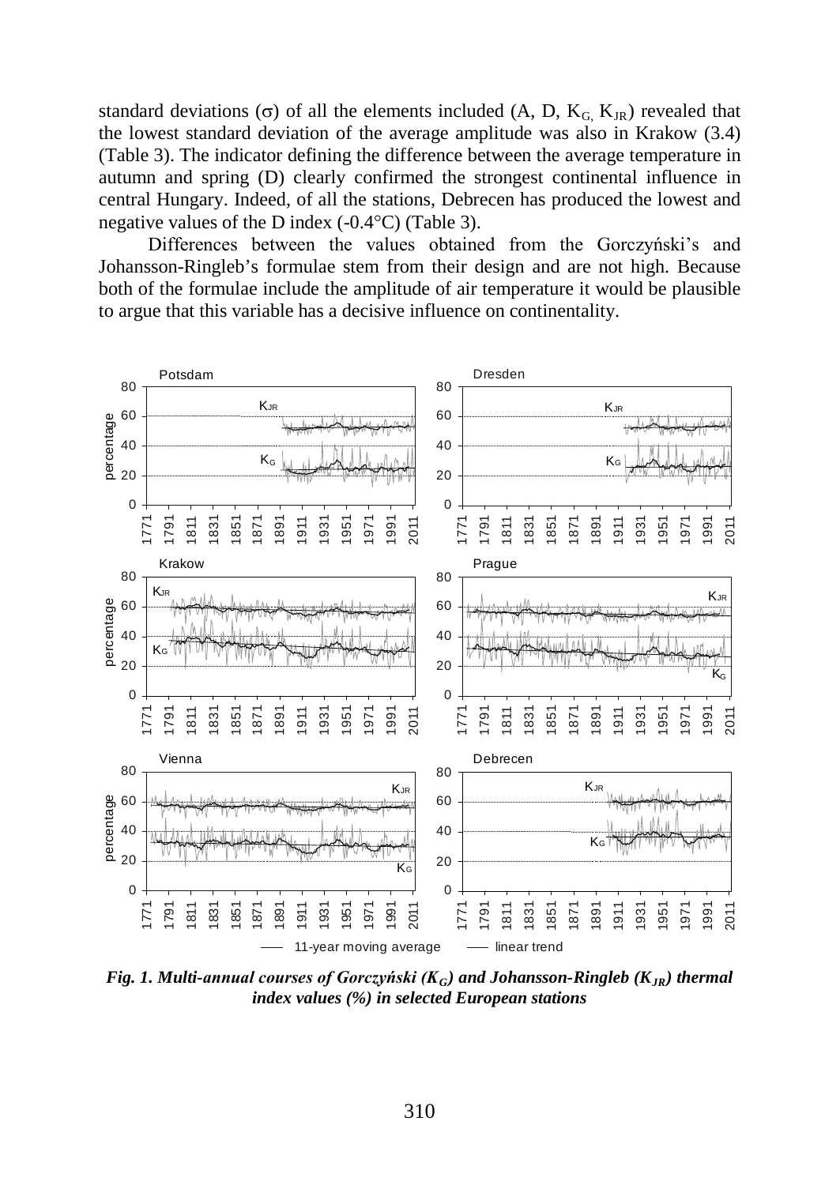standard deviations ($\sigma$) of all the elements included (A, D, $K_G$, $K_{JR}$) revealed that the lowest standard deviation of the average amplitude was also in Krakow (3.4) (Table 3). The indicator defining the difference between the average temperature in autumn and spring (D) clearly confirmed the strongest continental influence in central Hungary. Indeed, of all the stations, Debrecen has produced the lowest and negative values of the D index (-0.4°C) (Table 3).

Differences between the values obtained from the Gorczyński's and Johansson-Ringleb's formulae stem from their design and are not high. Because both of the formulae include the amplitude of air temperature it would be plausible to argue that this variable has a decisive influence on continentality.

***Fig. 1. Multi-annual courses of Gorczyński ($K_G$) and Johansson-Ringleb ($K_{JR}$) thermal index values (%) in selected European stations***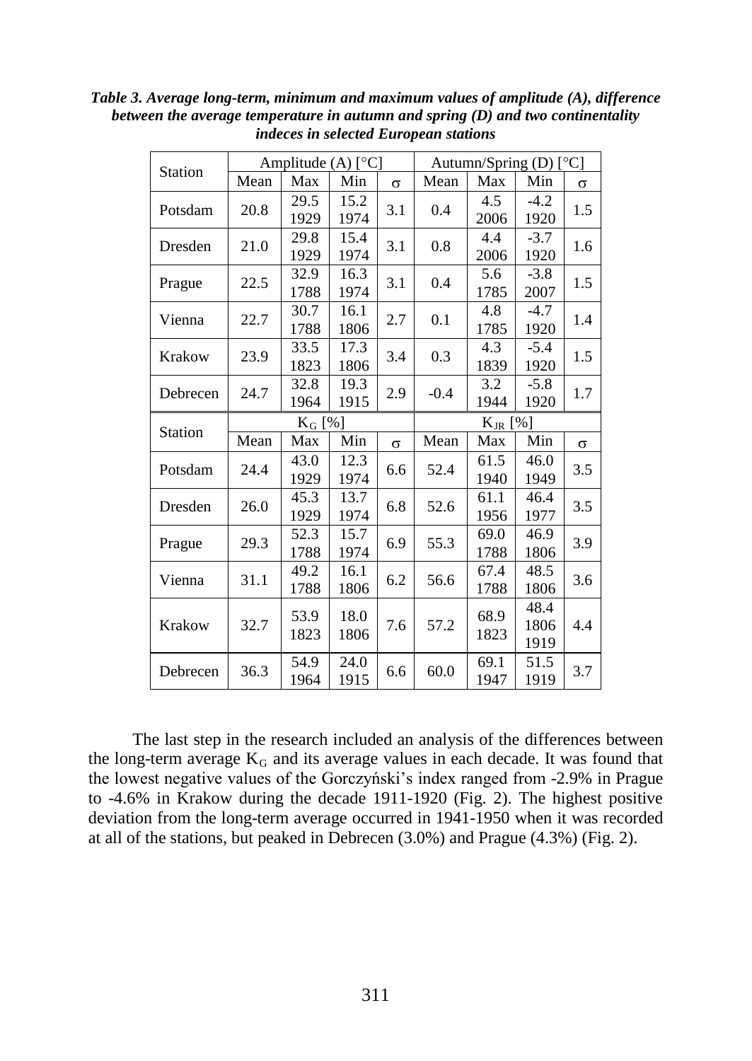***Table 3. Average long-term, minimum and maximum values of amplitude (A), difference between the average temperature in autumn and spring (D) and two continentality indeces in selected European stations***

| Station | Amplitude (A) [°C] | | | | Autumn/Spring (D) [°C] | | | |
|---|---|---|---|---|---|---|---|---|
| | Mean | Max | Min | σ | Mean | Max | Min | σ |
| Potsdam | 20.8 | 29.5 1929 | 15.2 1974 | 3.1 | 0.4 | 4.5 2006 | -4.2 1920 | 1.5 |
| Dresden | 21.0 | 29.8 1929 | 15.4 1974 | 3.1 | 0.8 | 4.4 2006 | -3.7 1920 | 1.6 |
| Prague | 22.5 | 32.9 1788 | 16.3 1974 | 3.1 | 0.4 | 5.6 1785 | -3.8 2007 | 1.5 |
| Vienna | 22.7 | 30.7 1788 | 16.1 1806 | 2.7 | 0.1 | 4.8 1785 | -4.7 1920 | 1.4 |
| Krakow | 23.9 | 33.5 1823 | 17.3 1806 | 3.4 | 0.3 | 4.3 1839 | -5.4 1920 | 1.5 |
| Debrecen | 24.7 | 32.8 1964 | 19.3 1915 | 2.9 | -0.4 | 3.2 1944 | -5.8 1920 | 1.7 |
| **Station** | **$K_G$ [%]** | | | | **$K_{JR}$ [%]** | | | |
| | Mean | Max | Min | σ | Mean | Max | Min | σ |
| Potsdam | 24.4 | 43.0 1929 | 12.3 1974 | 6.6 | 52.4 | 61.5 1940 | 46.0 1949 | 3.5 |
| Dresden | 26.0 | 45.3 1929 | 13.7 1974 | 6.8 | 52.6 | 61.1 1956 | 46.4 1977 | 3.5 |
| Prague | 29.3 | 52.3 1788 | 15.7 1974 | 6.9 | 55.3 | 69.0 1788 | 46.9 1806 | 3.9 |
| Vienna | 31.1 | 49.2 1788 | 16.1 1806 | 6.2 | 56.6 | 67.4 1788 | 48.5 1806 | 3.6 |
| Krakow | 32.7 | 53.9 1823 | 18.0 1806 | 7.6 | 57.2 | 68.9 1823 | 48.4 1806 1919 | 4.4 |
| Debrecen | 36.3 | 54.9 1964 | 24.0 1915 | 6.6 | 60.0 | 69.1 1947 | 51.5 1919 | 3.7 |

The last step in the research included an analysis of the differences between the long-term average $K_G$ and its average values in each decade. It was found that the lowest negative values of the Gorczyński's index ranged from -2.9% in Prague to -4.6% in Krakow during the decade 1911-1920 (Fig. 2). The highest positive deviation from the long-term average occurred in 1941-1950 when it was recorded at all of the stations, but peaked in Debrecen (3.0%) and Prague (4.3%) (Fig. 2).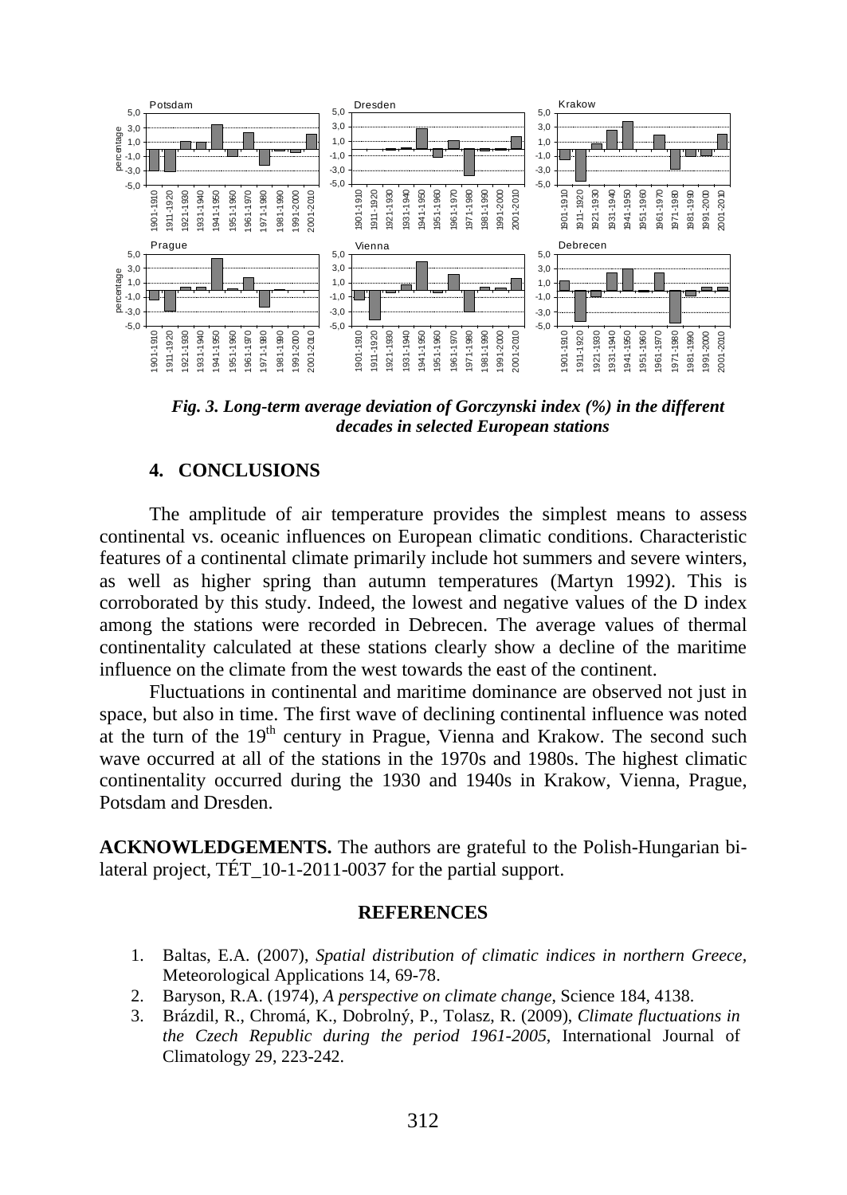*Fig. 3. Long-term average deviation of Gorczynski index (%) in the different decades in selected European stations*

## 4. CONCLUSIONS

The amplitude of air temperature provides the simplest means to assess continental vs. oceanic influences on European climatic conditions. Characteristic features of a continental climate primarily include hot summers and severe winters, as well as higher spring than autumn temperatures (Martyn 1992). This is corroborated by this study. Indeed, the lowest and negative values of the D index among the stations were recorded in Debrecen. The average values of thermal continentality calculated at these stations clearly show a decline of the maritime influence on the climate from the west towards the east of the continent.

Fluctuations in continental and maritime dominance are observed not just in space, but also in time. The first wave of declining continental influence was noted at the turn of the 19th century in Prague, Vienna and Krakow. The second such wave occurred at all of the stations in the 1970s and 1980s. The highest climatic continentality occurred during the 1930 and 1940s in Krakow, Vienna, Prague, Potsdam and Dresden.

**ACKNOWLEDGEMENTS.** The authors are grateful to the Polish-Hungarian bi-lateral project, TÉT_10-1-2011-0037 for the partial support.

## REFERENCES

1. Baltas, E.A. (2007), *Spatial distribution of climatic indices in northern Greece*, Meteorological Applications 14, 69-78.
2. Baryson, R.A. (1974), *A perspective on climate change*, Science 184, 4138.
3. Brázdil, R., Chromá, K., Dobrolný, P., Tolasz, R. (2009), *Climate fluctuations in the Czech Republic during the period 1961-2005*, International Journal of Climatology 29, 223-242.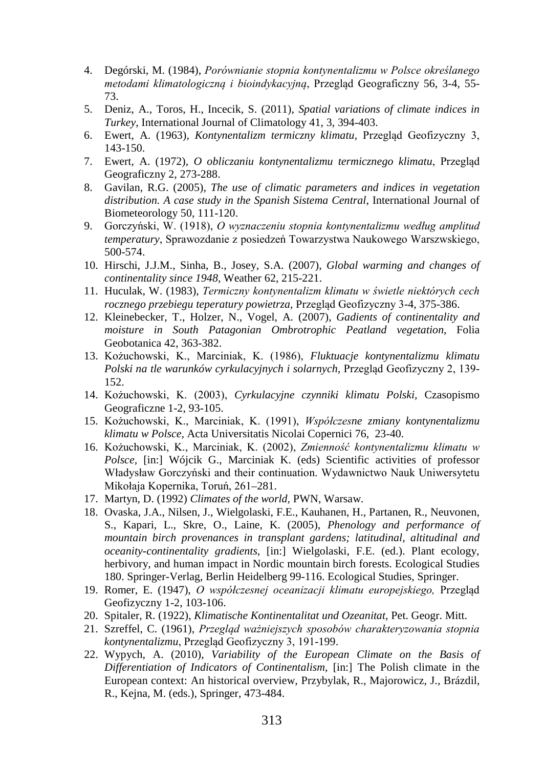4. Degórski, M. (1984), *Porównianie stopnia kontynentalizmu w Polsce określanego metodami klimatologiczną i bioindykacyjną*, Przegląd Geograficzny 56, 3-4, 55-73.
5. Deniz, A., Toros, H., Incecik, S. (2011), *Spatial variations of climate indices in Turkey*, International Journal of Climatology 41, 3, 394-403.
6. Ewert, A. (1963), *Kontynentalizm termiczny klimatu*, Przegląd Geofizyczny 3, 143-150.
7. Ewert, A. (1972), *O obliczaniu kontynentalizmu termicznego klimatu*, Przegląd Geograficzny 2, 273-288.
8. Gavilan, R.G. (2005), *The use of climatic parameters and indices in vegetation distribution. A case study in the Spanish Sistema Central*, International Journal of Biometeorology 50, 111-120.
9. Gorczyński, W. (1918), *O wyznaczeniu stopnia kontynentalizmu według amplitud temperatury*, Sprawozdanie z posiedzeń Towarzystwa Naukowego Warszwskiego, 500-574.
10. Hirschi, J.J.M., Sinha, B., Josey, S.A. (2007), *Global warming and changes of continentality since 1948*, Weather 62, 215-221.
11. Huculak, W. (1983), *Termiczny kontynentalizm klimatu w świetle niektórych cech rocznego przebiegu teperatury powietrza*, Przegląd Geofizyczny 3-4, 375-386.
12. Kleinebecker, T., Holzer, N., Vogel, A. (2007), *Gadients of continentality and moisture in South Patagonian Ombrotrophic Peatland vegetation*, Folia Geobotanica 42, 363-382.
13. Kożuchowski, K., Marciniak, K. (1986), *Fluktuacje kontynentalizmu klimatu Polski na tle warunków cyrkulacyjnych i solarnych*, Przegląd Geofizyczny 2, 139-152.
14. Kożuchowski, K. (2003), *Cyrkulacyjne czynniki klimatu Polski*, Czasopismo Geograficzne 1-2, 93-105.
15. Kożuchowski, K., Marciniak, K. (1991), *Współczesne zmiany kontynentalizmu klimatu w Polsce*, Acta Universitatis Nicolai Copernici 76, 23-40.
16. Kożuchowski, K., Marciniak, K. (2002), *Zmienność kontynentalizmu klimatu w Polsce*, [in:] Wójcik G., Marciniak K. (eds) Scientific activities of professor Władysław Gorczyński and their continuation. Wydawnictwo Nauk Uniwersytetu Mikołaja Kopernika, Toruń, 261–281.
17. Martyn, D. (1992) *Climates of the world*, PWN, Warsaw.
18. Ovaska, J.A., Nilsen, J., Wielgolaski, F.E., Kauhanen, H., Partanen, R., Neuvonen, S., Kapari, L., Skre, O., Laine, K. (2005), *Phenology and performance of mountain birch provenances in transplant gardens; latitudinal, altitudinal and oceanity-continentality gradients*, [in:] Wielgolaski, F.E. (ed.). Plant ecology, herbivory, and human impact in Nordic mountain birch forests. Ecological Studies 180. Springer-Verlag, Berlin Heidelberg 99-116. Ecological Studies, Springer.
19. Romer, E. (1947), *O współczesnej oceanizacji klimatu europejskiego,* Przegląd Geofizyczny 1-2, 103-106.
20. Spitaler, R. (1922), *Klimatische Kontinentalitat und Ozeanitat*, Pet. Geogr. Mitt.
21. Szreffel, C. (1961), *Przegląd ważniejszych sposobów charakteryzowania stopnia kontynentalizmu*, Przegląd Geofizyczny 3, 191-199.
22. Wypych, A. (2010), *Variability of the European Climate on the Basis of Differentiation of Indicators of Continentalism,* [in:] The Polish climate in the European context: An historical overview, Przybylak, R., Majorowicz, J., Brázdil, R., Kejna, M. (eds.), Springer, 473-484.